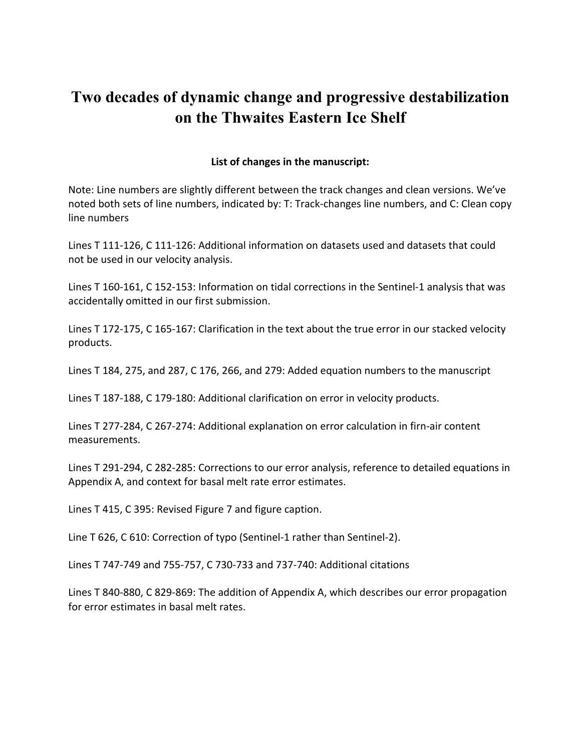# Two decades of dynamic change and progressive destabilization on the Thwaites Eastern Ice Shelf

**List of changes in the manuscript:**

Note: Line numbers are slightly different between the track changes and clean versions. We've noted both sets of line numbers, indicated by: T: Track-changes line numbers, and C: Clean copy line numbers

Lines T 111-126, C 111-126: Additional information on datasets used and datasets that could not be used in our velocity analysis.

Lines T 160-161, C 152-153: Information on tidal corrections in the Sentinel-1 analysis that was accidentally omitted in our first submission.

Lines T 172-175, C 165-167: Clarification in the text about the true error in our stacked velocity products.

Lines T 184, 275, and 287, C 176, 266, and 279: Added equation numbers to the manuscript

Lines T 187-188, C 179-180: Additional clarification on error in velocity products.

Lines T 277-284, C 267-274: Additional explanation on error calculation in firn-air content measurements.

Lines T 291-294, C 282-285: Corrections to our error analysis, reference to detailed equations in Appendix A, and context for basal melt rate error estimates.

Lines T 415, C 395: Revised Figure 7 and figure caption.

Line T 626, C 610: Correction of typo (Sentinel-1 rather than Sentinel-2).

Lines T 747-749 and 755-757, C 730-733 and 737-740: Additional citations

Lines T 840-880, C 829-869: The addition of Appendix A, which describes our error propagation for error estimates in basal melt rates.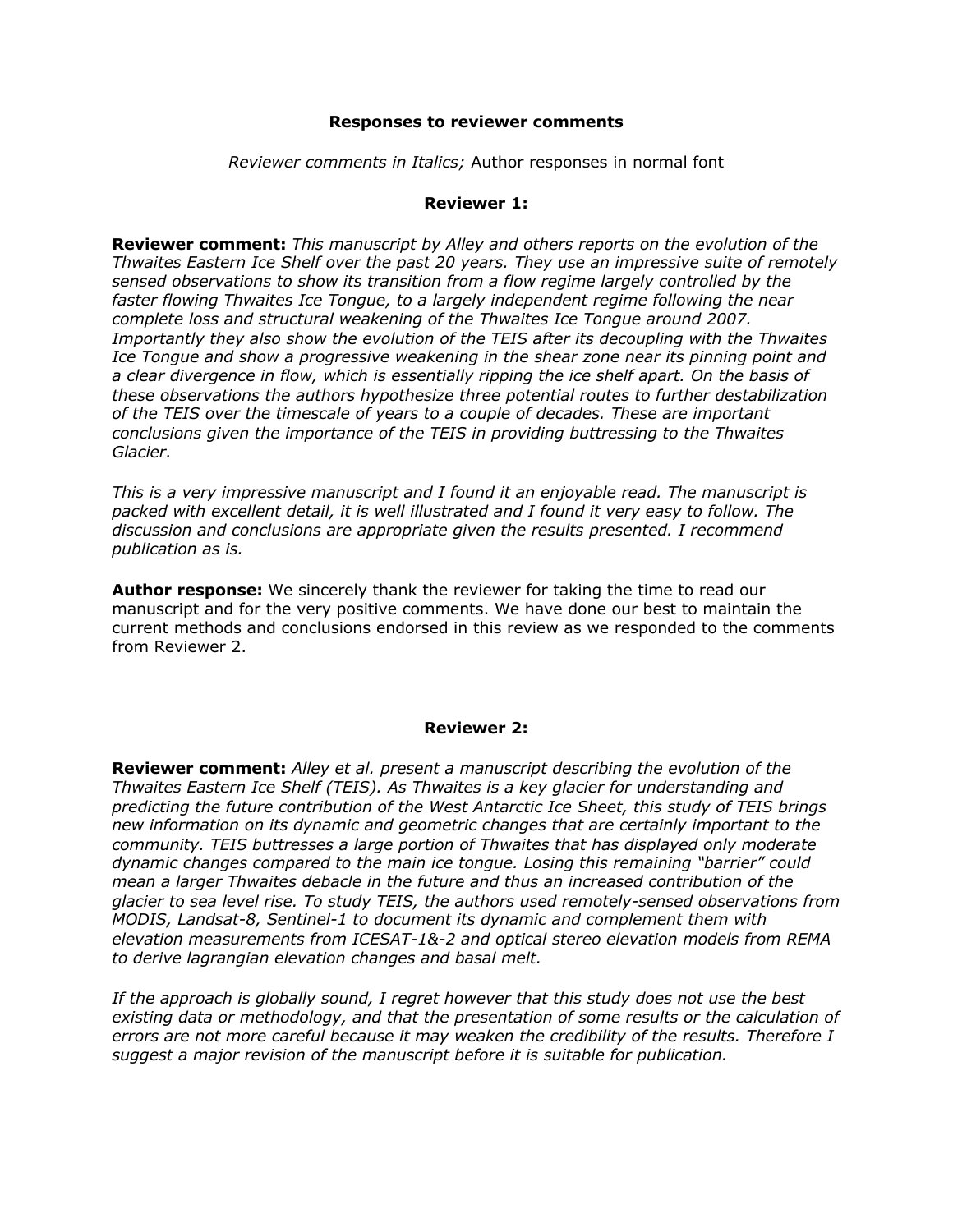**Responses to reviewer comments**

*Reviewer comments in Italics;* Author responses in normal font

**Reviewer 1:**

**Reviewer comment:** *This manuscript by Alley and others reports on the evolution of the Thwaites Eastern Ice Shelf over the past 20 years. They use an impressive suite of remotely sensed observations to show its transition from a flow regime largely controlled by the faster flowing Thwaites Ice Tongue, to a largely independent regime following the near complete loss and structural weakening of the Thwaites Ice Tongue around 2007. Importantly they also show the evolution of the TEIS after its decoupling with the Thwaites Ice Tongue and show a progressive weakening in the shear zone near its pinning point and a clear divergence in flow, which is essentially ripping the ice shelf apart. On the basis of these observations the authors hypothesize three potential routes to further destabilization of the TEIS over the timescale of years to a couple of decades. These are important conclusions given the importance of the TEIS in providing buttressing to the Thwaites Glacier.*

*This is a very impressive manuscript and I found it an enjoyable read. The manuscript is packed with excellent detail, it is well illustrated and I found it very easy to follow. The discussion and conclusions are appropriate given the results presented. I recommend publication as is.*

**Author response:** We sincerely thank the reviewer for taking the time to read our manuscript and for the very positive comments. We have done our best to maintain the current methods and conclusions endorsed in this review as we responded to the comments from Reviewer 2.

**Reviewer 2:**

**Reviewer comment:** *Alley et al. present a manuscript describing the evolution of the Thwaites Eastern Ice Shelf (TEIS). As Thwaites is a key glacier for understanding and predicting the future contribution of the West Antarctic Ice Sheet, this study of TEIS brings new information on its dynamic and geometric changes that are certainly important to the community. TEIS buttresses a large portion of Thwaites that has displayed only moderate dynamic changes compared to the main ice tongue. Losing this remaining "barrier" could mean a larger Thwaites debacle in the future and thus an increased contribution of the glacier to sea level rise. To study TEIS, the authors used remotely-sensed observations from MODIS, Landsat-8, Sentinel-1 to document its dynamic and complement them with elevation measurements from ICESAT-1&-2 and optical stereo elevation models from REMA to derive lagrangian elevation changes and basal melt.*

*If the approach is globally sound, I regret however that this study does not use the best existing data or methodology, and that the presentation of some results or the calculation of errors are not more careful because it may weaken the credibility of the results. Therefore I suggest a major revision of the manuscript before it is suitable for publication.*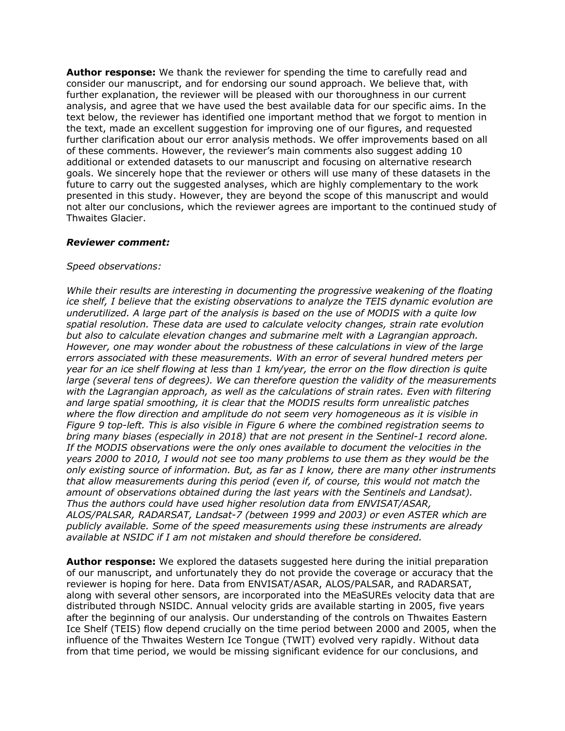**Author response:** We thank the reviewer for spending the time to carefully read and consider our manuscript, and for endorsing our sound approach. We believe that, with further explanation, the reviewer will be pleased with our thoroughness in our current analysis, and agree that we have used the best available data for our specific aims. In the text below, the reviewer has identified one important method that we forgot to mention in the text, made an excellent suggestion for improving one of our figures, and requested further clarification about our error analysis methods. We offer improvements based on all of these comments. However, the reviewer's main comments also suggest adding 10 additional or extended datasets to our manuscript and focusing on alternative research goals. We sincerely hope that the reviewer or others will use many of these datasets in the future to carry out the suggested analyses, which are highly complementary to the work presented in this study. However, they are beyond the scope of this manuscript and would not alter our conclusions, which the reviewer agrees are important to the continued study of Thwaites Glacier.

***Reviewer comment:***

*Speed observations:*

*While their results are interesting in documenting the progressive weakening of the floating ice shelf, I believe that the existing observations to analyze the TEIS dynamic evolution are underutilized. A large part of the analysis is based on the use of MODIS with a quite low spatial resolution. These data are used to calculate velocity changes, strain rate evolution but also to calculate elevation changes and submarine melt with a Lagrangian approach. However, one may wonder about the robustness of these calculations in view of the large errors associated with these measurements. With an error of several hundred meters per year for an ice shelf flowing at less than 1 km/year, the error on the flow direction is quite large (several tens of degrees). We can therefore question the validity of the measurements with the Lagrangian approach, as well as the calculations of strain rates. Even with filtering and large spatial smoothing, it is clear that the MODIS results form unrealistic patches where the flow direction and amplitude do not seem very homogeneous as it is visible in Figure 9 top-left. This is also visible in Figure 6 where the combined registration seems to bring many biases (especially in 2018) that are not present in the Sentinel-1 record alone. If the MODIS observations were the only ones available to document the velocities in the years 2000 to 2010, I would not see too many problems to use them as they would be the only existing source of information. But, as far as I know, there are many other instruments that allow measurements during this period (even if, of course, this would not match the amount of observations obtained during the last years with the Sentinels and Landsat). Thus the authors could have used higher resolution data from ENVISAT/ASAR, ALOS/PALSAR, RADARSAT, Landsat-7 (between 1999 and 2003) or even ASTER which are publicly available. Some of the speed measurements using these instruments are already available at NSIDC if I am not mistaken and should therefore be considered.*

**Author response:** We explored the datasets suggested here during the initial preparation of our manuscript, and unfortunately they do not provide the coverage or accuracy that the reviewer is hoping for here. Data from ENVISAT/ASAR, ALOS/PALSAR, and RADARSAT, along with several other sensors, are incorporated into the MEaSUREs velocity data that are distributed through NSIDC. Annual velocity grids are available starting in 2005, five years after the beginning of our analysis. Our understanding of the controls on Thwaites Eastern Ice Shelf (TEIS) flow depend crucially on the time period between 2000 and 2005, when the influence of the Thwaites Western Ice Tongue (TWIT) evolved very rapidly. Without data from that time period, we would be missing significant evidence for our conclusions, and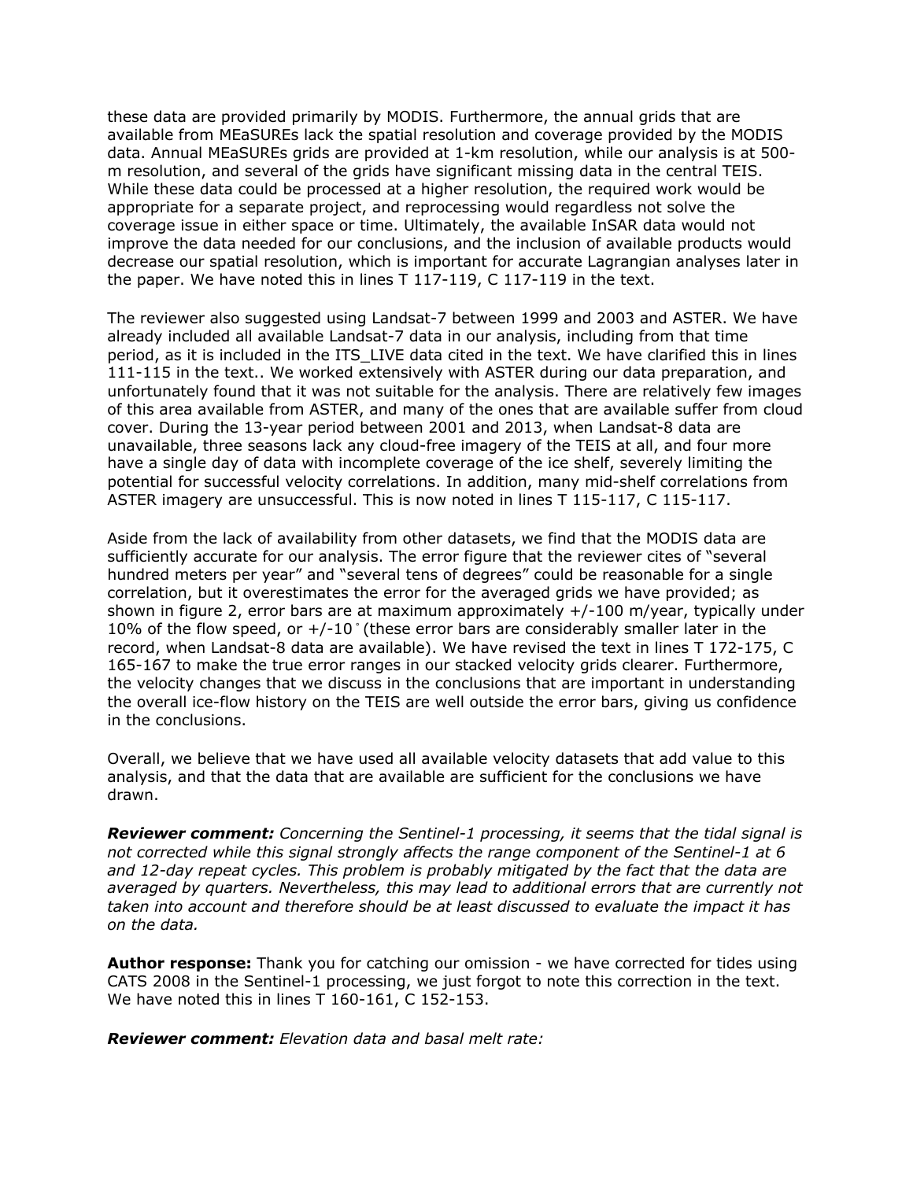these data are provided primarily by MODIS. Furthermore, the annual grids that are available from MEaSUREs lack the spatial resolution and coverage provided by the MODIS data. Annual MEaSUREs grids are provided at 1-km resolution, while our analysis is at 500-m resolution, and several of the grids have significant missing data in the central TEIS. While these data could be processed at a higher resolution, the required work would be appropriate for a separate project, and reprocessing would regardless not solve the coverage issue in either space or time. Ultimately, the available InSAR data would not improve the data needed for our conclusions, and the inclusion of available products would decrease our spatial resolution, which is important for accurate Lagrangian analyses later in the paper. We have noted this in lines T 117-119, C 117-119 in the text.

The reviewer also suggested using Landsat-7 between 1999 and 2003 and ASTER. We have already included all available Landsat-7 data in our analysis, including from that time period, as it is included in the ITS_LIVE data cited in the text. We have clarified this in lines 111-115 in the text.. We worked extensively with ASTER during our data preparation, and unfortunately found that it was not suitable for the analysis. There are relatively few images of this area available from ASTER, and many of the ones that are available suffer from cloud cover. During the 13-year period between 2001 and 2013, when Landsat-8 data are unavailable, three seasons lack any cloud-free imagery of the TEIS at all, and four more have a single day of data with incomplete coverage of the ice shelf, severely limiting the potential for successful velocity correlations. In addition, many mid-shelf correlations from ASTER imagery are unsuccessful. This is now noted in lines T 115-117, C 115-117.

Aside from the lack of availability from other datasets, we find that the MODIS data are sufficiently accurate for our analysis. The error figure that the reviewer cites of "several hundred meters per year" and "several tens of degrees" could be reasonable for a single correlation, but it overestimates the error for the averaged grids we have provided; as shown in figure 2, error bars are at maximum approximately +/-100 m/year, typically under 10% of the flow speed, or +/-10 ° (these error bars are considerably smaller later in the record, when Landsat-8 data are available). We have revised the text in lines T 172-175, C 165-167 to make the true error ranges in our stacked velocity grids clearer. Furthermore, the velocity changes that we discuss in the conclusions that are important in understanding the overall ice-flow history on the TEIS are well outside the error bars, giving us confidence in the conclusions.

Overall, we believe that we have used all available velocity datasets that add value to this analysis, and that the data that are available are sufficient for the conclusions we have drawn.

***Reviewer comment:*** *Concerning the Sentinel-1 processing, it seems that the tidal signal is not corrected while this signal strongly affects the range component of the Sentinel-1 at 6 and 12-day repeat cycles. This problem is probably mitigated by the fact that the data are averaged by quarters. Nevertheless, this may lead to additional errors that are currently not taken into account and therefore should be at least discussed to evaluate the impact it has on the data.*

**Author response:** Thank you for catching our omission - we have corrected for tides using CATS 2008 in the Sentinel-1 processing, we just forgot to note this correction in the text. We have noted this in lines T 160-161, C 152-153.

***Reviewer comment:*** *Elevation data and basal melt rate:*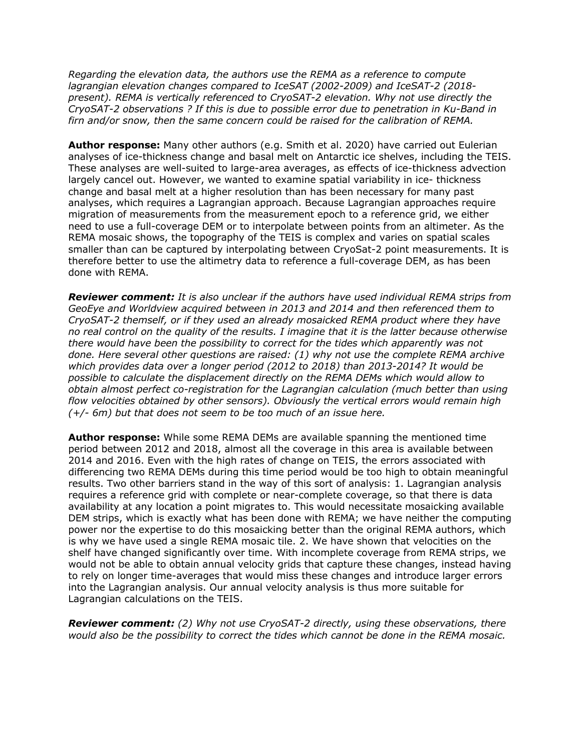*Regarding the elevation data, the authors use the REMA as a reference to compute lagrangian elevation changes compared to IceSAT (2002-2009) and IceSAT-2 (2018-present). REMA is vertically referenced to CryoSAT-2 elevation. Why not use directly the CryoSAT-2 observations ? If this is due to possible error due to penetration in Ku-Band in firn and/or snow, then the same concern could be raised for the calibration of REMA.*

**Author response:** Many other authors (e.g. Smith et al. 2020) have carried out Eulerian analyses of ice-thickness change and basal melt on Antarctic ice shelves, including the TEIS. These analyses are well-suited to large-area averages, as effects of ice-thickness advection largely cancel out. However, we wanted to examine spatial variability in ice- thickness change and basal melt at a higher resolution than has been necessary for many past analyses, which requires a Lagrangian approach. Because Lagrangian approaches require migration of measurements from the measurement epoch to a reference grid, we either need to use a full-coverage DEM or to interpolate between points from an altimeter. As the REMA mosaic shows, the topography of the TEIS is complex and varies on spatial scales smaller than can be captured by interpolating between CryoSat-2 point measurements. It is therefore better to use the altimetry data to reference a full-coverage DEM, as has been done with REMA.

***Reviewer comment:*** *It is also unclear if the authors have used individual REMA strips from GeoEye and Worldview acquired between in 2013 and 2014 and then referenced them to CryoSAT-2 themself, or if they used an already mosaicked REMA product where they have no real control on the quality of the results. I imagine that it is the latter because otherwise there would have been the possibility to correct for the tides which apparently was not done. Here several other questions are raised: (1) why not use the complete REMA archive which provides data over a longer period (2012 to 2018) than 2013-2014? It would be possible to calculate the displacement directly on the REMA DEMs which would allow to obtain almost perfect co-registration for the Lagrangian calculation (much better than using flow velocities obtained by other sensors). Obviously the vertical errors would remain high (+/- 6m) but that does not seem to be too much of an issue here.*

**Author response:** While some REMA DEMs are available spanning the mentioned time period between 2012 and 2018, almost all the coverage in this area is available between 2014 and 2016. Even with the high rates of change on TEIS, the errors associated with differencing two REMA DEMs during this time period would be too high to obtain meaningful results. Two other barriers stand in the way of this sort of analysis: 1. Lagrangian analysis requires a reference grid with complete or near-complete coverage, so that there is data availability at any location a point migrates to. This would necessitate mosaicking available DEM strips, which is exactly what has been done with REMA; we have neither the computing power nor the expertise to do this mosaicking better than the original REMA authors, which is why we have used a single REMA mosaic tile. 2. We have shown that velocities on the shelf have changed significantly over time. With incomplete coverage from REMA strips, we would not be able to obtain annual velocity grids that capture these changes, instead having to rely on longer time-averages that would miss these changes and introduce larger errors into the Lagrangian analysis. Our annual velocity analysis is thus more suitable for Lagrangian calculations on the TEIS.

***Reviewer comment:*** *(2) Why not use CryoSAT-2 directly, using these observations, there would also be the possibility to correct the tides which cannot be done in the REMA mosaic.*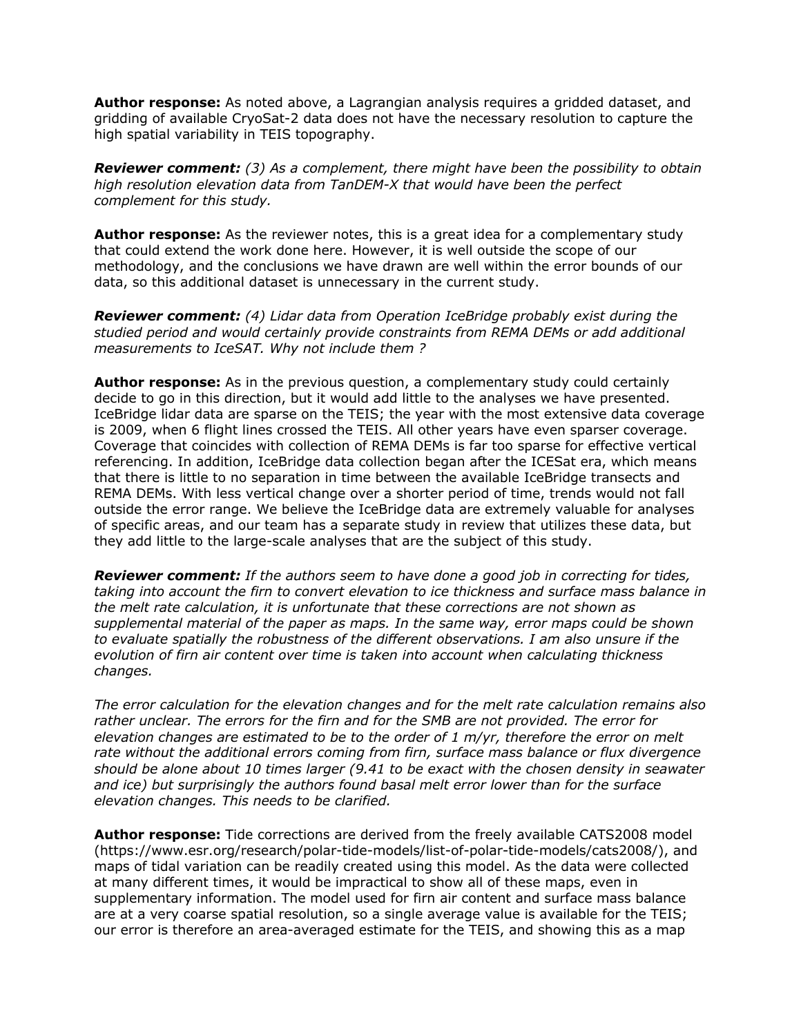**Author response:** As noted above, a Lagrangian analysis requires a gridded dataset, and gridding of available CryoSat-2 data does not have the necessary resolution to capture the high spatial variability in TEIS topography.

***Reviewer comment:*** *(3) As a complement, there might have been the possibility to obtain high resolution elevation data from TanDEM-X that would have been the perfect complement for this study.*

**Author response:** As the reviewer notes, this is a great idea for a complementary study that could extend the work done here. However, it is well outside the scope of our methodology, and the conclusions we have drawn are well within the error bounds of our data, so this additional dataset is unnecessary in the current study.

***Reviewer comment:*** *(4) Lidar data from Operation IceBridge probably exist during the studied period and would certainly provide constraints from REMA DEMs or add additional measurements to IceSAT. Why not include them ?*

**Author response:** As in the previous question, a complementary study could certainly decide to go in this direction, but it would add little to the analyses we have presented. IceBridge lidar data are sparse on the TEIS; the year with the most extensive data coverage is 2009, when 6 flight lines crossed the TEIS. All other years have even sparser coverage. Coverage that coincides with collection of REMA DEMs is far too sparse for effective vertical referencing. In addition, IceBridge data collection began after the ICESat era, which means that there is little to no separation in time between the available IceBridge transects and REMA DEMs. With less vertical change over a shorter period of time, trends would not fall outside the error range. We believe the IceBridge data are extremely valuable for analyses of specific areas, and our team has a separate study in review that utilizes these data, but they add little to the large-scale analyses that are the subject of this study.

***Reviewer comment:*** *If the authors seem to have done a good job in correcting for tides, taking into account the firn to convert elevation to ice thickness and surface mass balance in the melt rate calculation, it is unfortunate that these corrections are not shown as supplemental material of the paper as maps. In the same way, error maps could be shown to evaluate spatially the robustness of the different observations. I am also unsure if the evolution of firn air content over time is taken into account when calculating thickness changes.*

*The error calculation for the elevation changes and for the melt rate calculation remains also rather unclear. The errors for the firn and for the SMB are not provided. The error for elevation changes are estimated to be to the order of 1 m/yr, therefore the error on melt rate without the additional errors coming from firn, surface mass balance or flux divergence should be alone about 10 times larger (9.41 to be exact with the chosen density in seawater and ice) but surprisingly the authors found basal melt error lower than for the surface elevation changes. This needs to be clarified.*

**Author response:** Tide corrections are derived from the freely available CATS2008 model (https://www.esr.org/research/polar-tide-models/list-of-polar-tide-models/cats2008/), and maps of tidal variation can be readily created using this model. As the data were collected at many different times, it would be impractical to show all of these maps, even in supplementary information. The model used for firn air content and surface mass balance are at a very coarse spatial resolution, so a single average value is available for the TEIS; our error is therefore an area-averaged estimate for the TEIS, and showing this as a map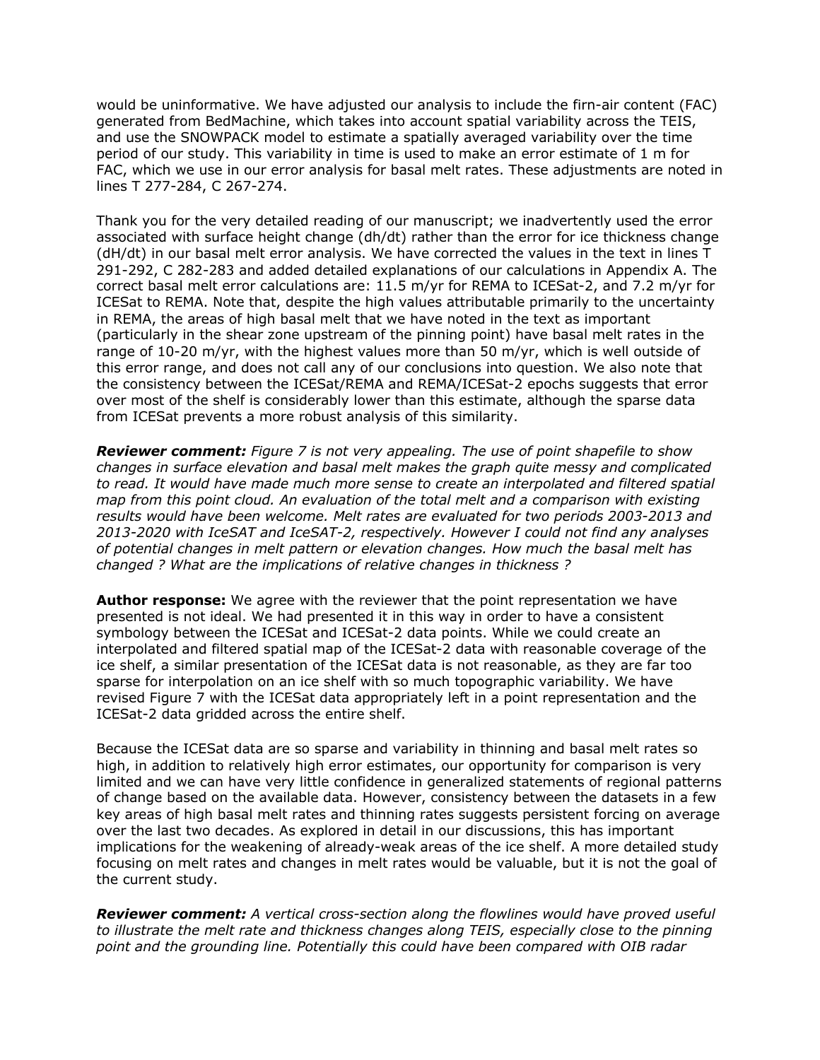would be uninformative. We have adjusted our analysis to include the firn-air content (FAC) generated from BedMachine, which takes into account spatial variability across the TEIS, and use the SNOWPACK model to estimate a spatially averaged variability over the time period of our study. This variability in time is used to make an error estimate of 1 m for FAC, which we use in our error analysis for basal melt rates. These adjustments are noted in lines T 277-284, C 267-274.

Thank you for the very detailed reading of our manuscript; we inadvertently used the error associated with surface height change (dh/dt) rather than the error for ice thickness change (dH/dt) in our basal melt error analysis. We have corrected the values in the text in lines T 291-292, C 282-283 and added detailed explanations of our calculations in Appendix A. The correct basal melt error calculations are: 11.5 m/yr for REMA to ICESat-2, and 7.2 m/yr for ICESat to REMA. Note that, despite the high values attributable primarily to the uncertainty in REMA, the areas of high basal melt that we have noted in the text as important (particularly in the shear zone upstream of the pinning point) have basal melt rates in the range of 10-20 m/yr, with the highest values more than 50 m/yr, which is well outside of this error range, and does not call any of our conclusions into question. We also note that the consistency between the ICESat/REMA and REMA/ICESat-2 epochs suggests that error over most of the shelf is considerably lower than this estimate, although the sparse data from ICESat prevents a more robust analysis of this similarity.

***Reviewer comment:*** *Figure 7 is not very appealing. The use of point shapefile to show changes in surface elevation and basal melt makes the graph quite messy and complicated to read. It would have made much more sense to create an interpolated and filtered spatial map from this point cloud. An evaluation of the total melt and a comparison with existing results would have been welcome. Melt rates are evaluated for two periods 2003-2013 and 2013-2020 with IceSAT and IceSAT-2, respectively. However I could not find any analyses of potential changes in melt pattern or elevation changes. How much the basal melt has changed ? What are the implications of relative changes in thickness ?*

**Author response:** We agree with the reviewer that the point representation we have presented is not ideal. We had presented it in this way in order to have a consistent symbology between the ICESat and ICESat-2 data points. While we could create an interpolated and filtered spatial map of the ICESat-2 data with reasonable coverage of the ice shelf, a similar presentation of the ICESat data is not reasonable, as they are far too sparse for interpolation on an ice shelf with so much topographic variability. We have revised Figure 7 with the ICESat data appropriately left in a point representation and the ICESat-2 data gridded across the entire shelf.

Because the ICESat data are so sparse and variability in thinning and basal melt rates so high, in addition to relatively high error estimates, our opportunity for comparison is very limited and we can have very little confidence in generalized statements of regional patterns of change based on the available data. However, consistency between the datasets in a few key areas of high basal melt rates and thinning rates suggests persistent forcing on average over the last two decades. As explored in detail in our discussions, this has important implications for the weakening of already-weak areas of the ice shelf. A more detailed study focusing on melt rates and changes in melt rates would be valuable, but it is not the goal of the current study.

***Reviewer comment:*** *A vertical cross-section along the flowlines would have proved useful to illustrate the melt rate and thickness changes along TEIS, especially close to the pinning point and the grounding line. Potentially this could have been compared with OIB radar*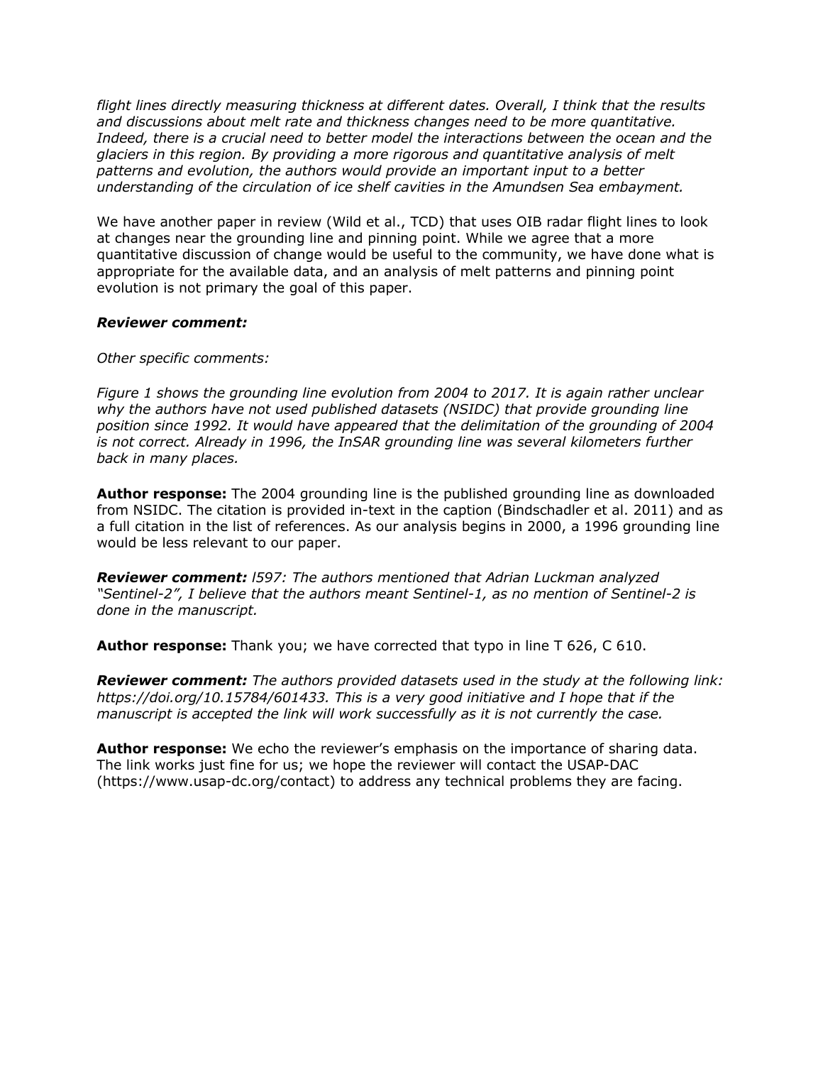*flight lines directly measuring thickness at different dates. Overall, I think that the results and discussions about melt rate and thickness changes need to be more quantitative. Indeed, there is a crucial need to better model the interactions between the ocean and the glaciers in this region. By providing a more rigorous and quantitative analysis of melt patterns and evolution, the authors would provide an important input to a better understanding of the circulation of ice shelf cavities in the Amundsen Sea embayment.*

We have another paper in review (Wild et al., TCD) that uses OIB radar flight lines to look at changes near the grounding line and pinning point. While we agree that a more quantitative discussion of change would be useful to the community, we have done what is appropriate for the available data, and an analysis of melt patterns and pinning point evolution is not primary the goal of this paper.

***Reviewer comment:***

*Other specific comments:*

*Figure 1 shows the grounding line evolution from 2004 to 2017. It is again rather unclear why the authors have not used published datasets (NSIDC) that provide grounding line position since 1992. It would have appeared that the delimitation of the grounding of 2004 is not correct. Already in 1996, the InSAR grounding line was several kilometers further back in many places.*

**Author response:** The 2004 grounding line is the published grounding line as downloaded from NSIDC. The citation is provided in-text in the caption (Bindschadler et al. 2011) and as a full citation in the list of references. As our analysis begins in 2000, a 1996 grounding line would be less relevant to our paper.

***Reviewer comment:*** *l597: The authors mentioned that Adrian Luckman analyzed "Sentinel-2", I believe that the authors meant Sentinel-1, as no mention of Sentinel-2 is done in the manuscript.*

**Author response:** Thank you; we have corrected that typo in line T 626, C 610.

***Reviewer comment:*** *The authors provided datasets used in the study at the following link: https://doi.org/10.15784/601433. This is a very good initiative and I hope that if the manuscript is accepted the link will work successfully as it is not currently the case.*

**Author response:** We echo the reviewer's emphasis on the importance of sharing data. The link works just fine for us; we hope the reviewer will contact the USAP-DAC (https://www.usap-dc.org/contact) to address any technical problems they are facing.